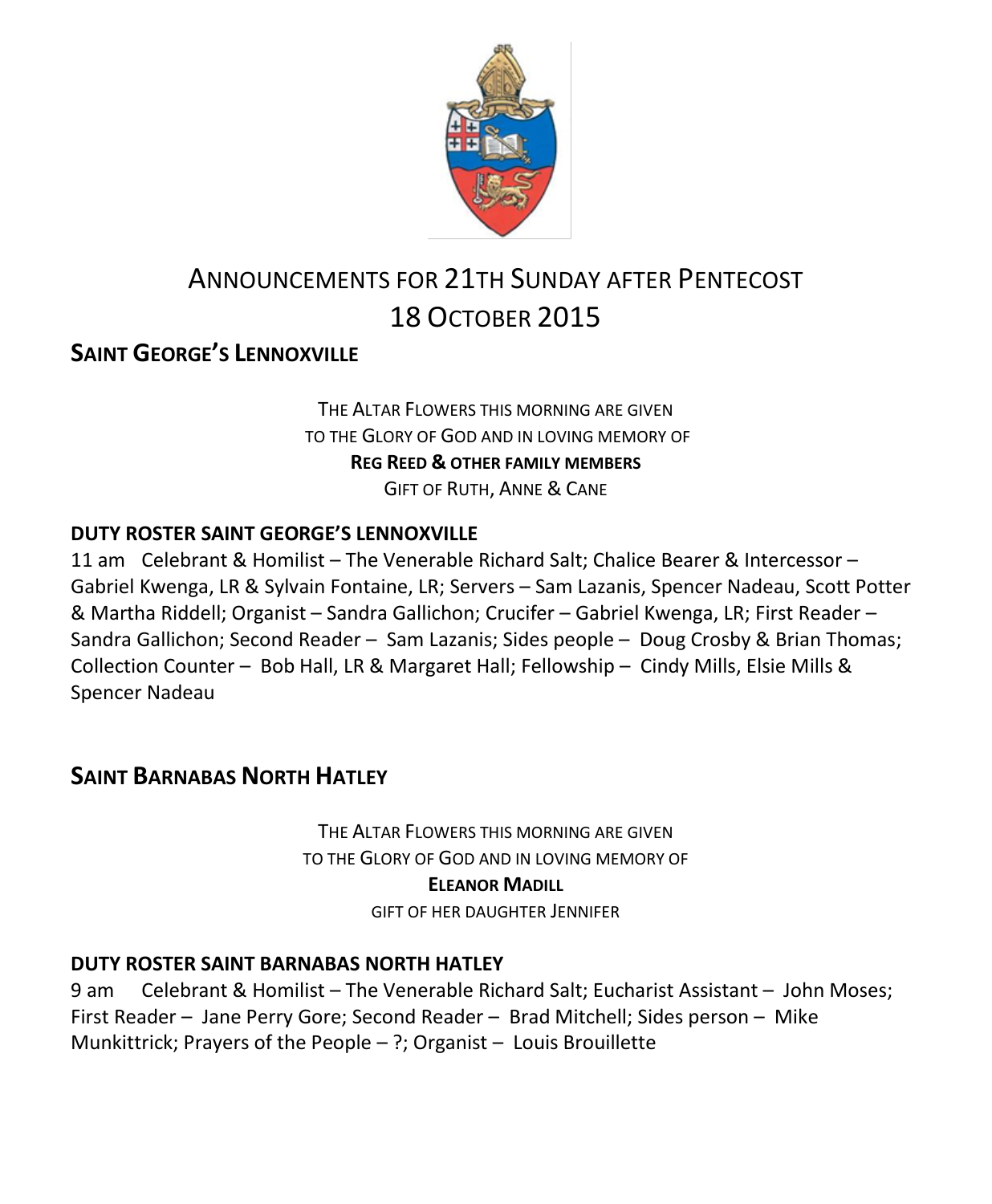# ANNOUNCEMENTS FOR 21TH SUNDAY AFTER PENTECOST
# 18 OCTOBER 2015

## SAINT GEORGE'S LENNOXVILLE

THE ALTAR FLOWERS THIS MORNING ARE GIVEN
TO THE GLORY OF GOD AND IN LOVING MEMORY OF
**REG REED & OTHER FAMILY MEMBERS**
GIFT OF RUTH, ANNE & CANE

### DUTY ROSTER SAINT GEORGE'S LENNOXVILLE

11 am Celebrant & Homilist – The Venerable Richard Salt; Chalice Bearer & Intercessor – Gabriel Kwenga, LR & Sylvain Fontaine, LR; Servers – Sam Lazanis, Spencer Nadeau, Scott Potter & Martha Riddell; Organist – Sandra Gallichon; Crucifer – Gabriel Kwenga, LR; First Reader – Sandra Gallichon; Second Reader – Sam Lazanis; Sides people – Doug Crosby & Brian Thomas; Collection Counter – Bob Hall, LR & Margaret Hall; Fellowship – Cindy Mills, Elsie Mills & Spencer Nadeau

## SAINT BARNABAS NORTH HATLEY

THE ALTAR FLOWERS THIS MORNING ARE GIVEN
TO THE GLORY OF GOD AND IN LOVING MEMORY OF
**ELEANOR MADILL**
GIFT OF HER DAUGHTER JENNIFER

### DUTY ROSTER SAINT BARNABAS NORTH HATLEY

9 am Celebrant & Homilist – The Venerable Richard Salt; Eucharist Assistant – John Moses; First Reader – Jane Perry Gore; Second Reader – Brad Mitchell; Sides person – Mike Munkittrick; Prayers of the People – ?; Organist – Louis Brouillette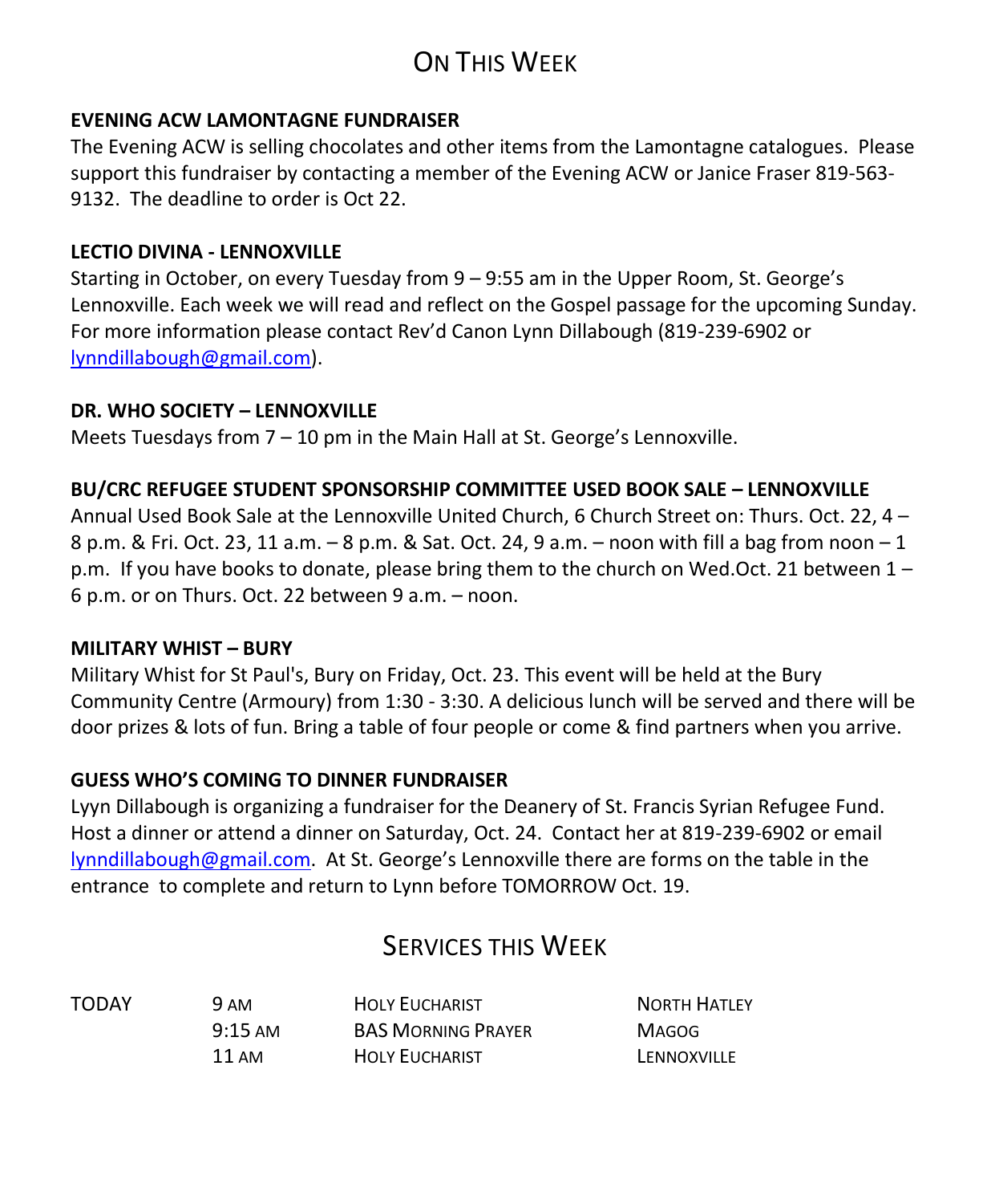# On This Week

**EVENING ACW LAMONTAGNE FUNDRAISER**
The Evening ACW is selling chocolates and other items from the Lamontagne catalogues. Please support this fundraiser by contacting a member of the Evening ACW or Janice Fraser 819-563-9132. The deadline to order is Oct 22.

**LECTIO DIVINA - LENNOXVILLE**
Starting in October, on every Tuesday from 9 – 9:55 am in the Upper Room, St. George's Lennoxville. Each week we will read and reflect on the Gospel passage for the upcoming Sunday. For more information please contact Rev'd Canon Lynn Dillabough (819-239-6902 or lynndillabough@gmail.com).

**DR. WHO SOCIETY – LENNOXVILLE**
Meets Tuesdays from 7 – 10 pm in the Main Hall at St. George's Lennoxville.

**BU/CRC REFUGEE STUDENT SPONSORSHIP COMMITTEE USED BOOK SALE – LENNOXVILLE**
Annual Used Book Sale at the Lennoxville United Church, 6 Church Street on: Thurs. Oct. 22, 4 – 8 p.m. & Fri. Oct. 23, 11 a.m. – 8 p.m. & Sat. Oct. 24, 9 a.m. – noon with fill a bag from noon – 1 p.m. If you have books to donate, please bring them to the church on Wed.Oct. 21 between 1 – 6 p.m. or on Thurs. Oct. 22 between 9 a.m. – noon.

**MILITARY WHIST – BURY**
Military Whist for St Paul's, Bury on Friday, Oct. 23. This event will be held at the Bury Community Centre (Armoury) from 1:30 - 3:30. A delicious lunch will be served and there will be door prizes & lots of fun. Bring a table of four people or come & find partners when you arrive.

**GUESS WHO'S COMING TO DINNER FUNDRAISER**
Lyyn Dillabough is organizing a fundraiser for the Deanery of St. Francis Syrian Refugee Fund. Host a dinner or attend a dinner on Saturday, Oct. 24. Contact her at 819-239-6902 or email lynndillabough@gmail.com. At St. George's Lennoxville there are forms on the table in the entrance to complete and return to Lynn before TOMORROW Oct. 19.

# Services this Week

| | | | |
|---|---|---|---|
| TODAY | 9 AM | HOLY EUCHARIST | NORTH HATLEY |
| | 9:15 AM | BAS MORNING PRAYER | MAGOG |
| | 11 AM | HOLY EUCHARIST | LENNOXVILLE |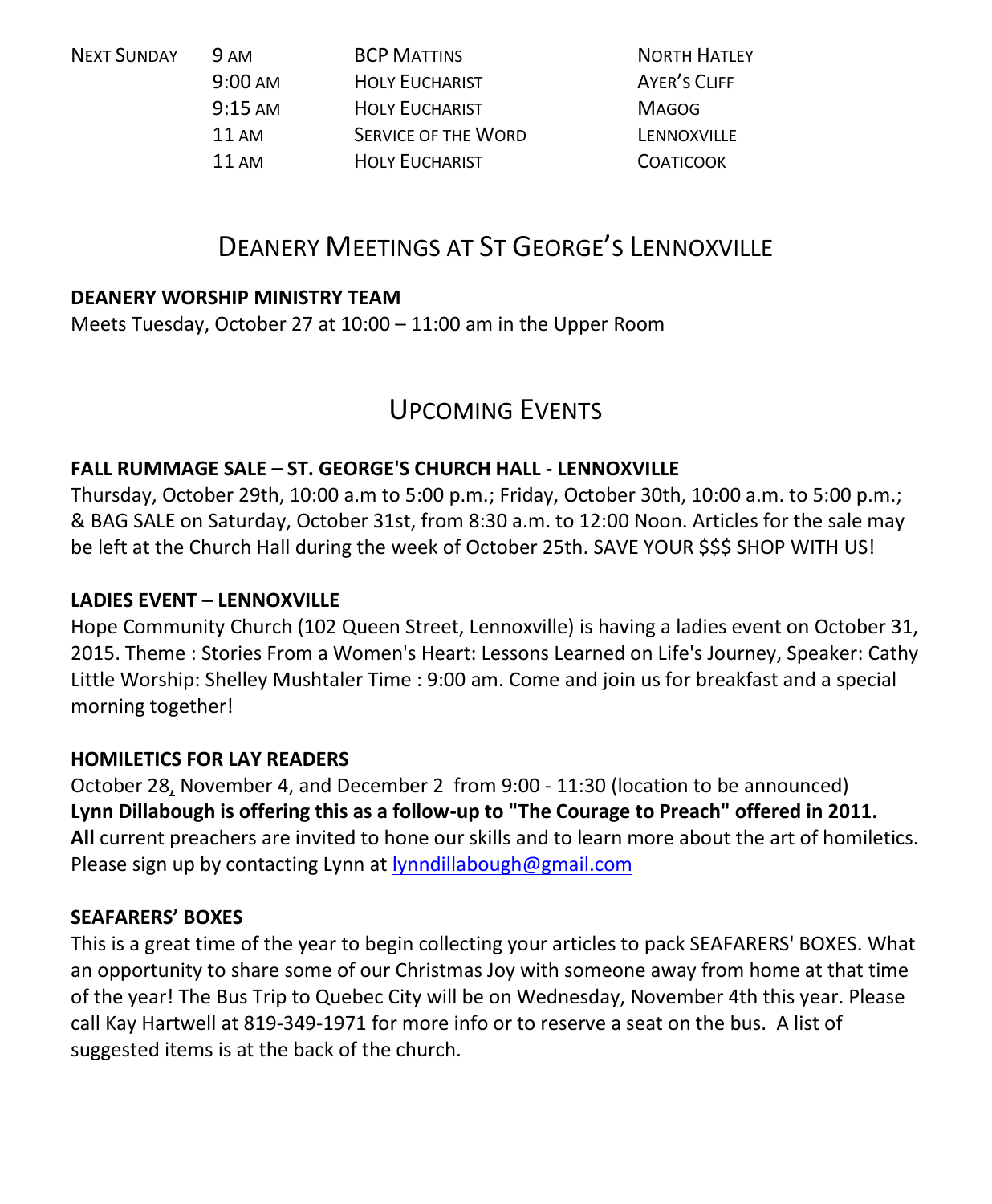| Next Sunday | 9 AM | BCP Mattins | North Hatley |
| --- | --- | --- | --- |
| | 9:00 AM | Holy Eucharist | Ayer's Cliff |
| | 9:15 AM | Holy Eucharist | Magog |
| | 11 AM | Service of the Word | Lennoxville |
| | 11 AM | Holy Eucharist | Coaticook |

## Deanery Meetings at St George's Lennoxville

**DEANERY WORSHIP MINISTRY TEAM**
Meets Tuesday, October 27 at 10:00 – 11:00 am in the Upper Room

## Upcoming Events

**FALL RUMMAGE SALE – ST. GEORGE'S CHURCH HALL - LENNOXVILLE**
Thursday, October 29th, 10:00 a.m to 5:00 p.m.; Friday, October 30th, 10:00 a.m. to 5:00 p.m.; & BAG SALE on Saturday, October 31st, from 8:30 a.m. to 12:00 Noon. Articles for the sale may be left at the Church Hall during the week of October 25th. SAVE YOUR $$$ SHOP WITH US!

**LADIES EVENT – LENNOXVILLE**
Hope Community Church (102 Queen Street, Lennoxville) is having a ladies event on October 31, 2015. Theme : Stories From a Women's Heart: Lessons Learned on Life's Journey, Speaker: Cathy Little Worship: Shelley Mushtaler Time : 9:00 am. Come and join us for breakfast and a special morning together!

**HOMILETICS FOR LAY READERS**
October 28, November 4, and December 2 from 9:00 - 11:30 (location to be announced)
**Lynn Dillabough is offering this as a follow-up to "The Courage to Preach" offered in 2011.**
**All** current preachers are invited to hone our skills and to learn more about the art of homiletics. Please sign up by contacting Lynn at lynndillabough@gmail.com

**SEAFARERS' BOXES**
This is a great time of the year to begin collecting your articles to pack SEAFARERS' BOXES. What an opportunity to share some of our Christmas Joy with someone away from home at that time of the year! The Bus Trip to Quebec City will be on Wednesday, November 4th this year. Please call Kay Hartwell at 819-349-1971 for more info or to reserve a seat on the bus. A list of suggested items is at the back of the church.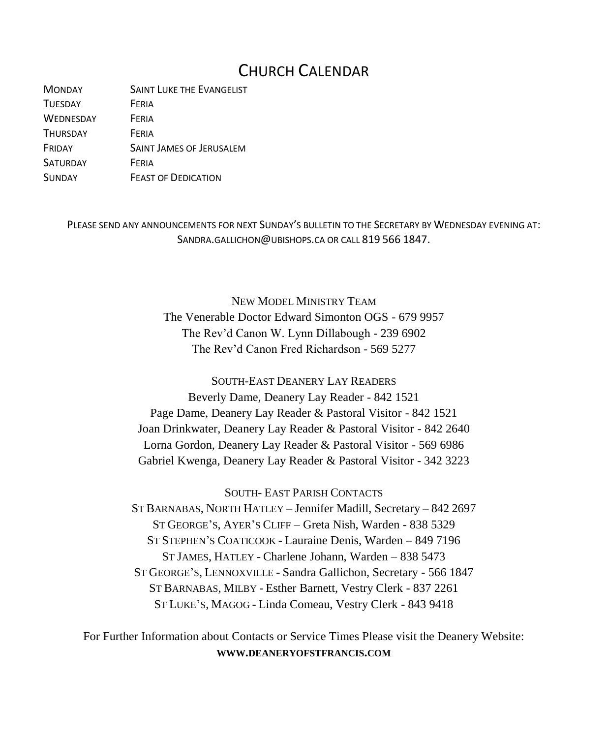# Church Calendar

| | |
|---|---|
| Monday | Saint Luke the Evangelist |
| Tuesday | Feria |
| Wednesday | Feria |
| Thursday | Feria |
| Friday | Saint James of Jerusalem |
| Saturday | Feria |
| Sunday | Feast of Dedication |

Please send any announcements for next Sunday's bulletin to the Secretary by Wednesday evening at: SANDRA.GALLICHON@UBISHOPS.CA or call 819 566 1847.

## New Model Ministry Team

The Venerable Doctor Edward Simonton OGS - 679 9957
The Rev'd Canon W. Lynn Dillabough - 239 6902
The Rev'd Canon Fred Richardson - 569 5277

## South-East Deanery Lay Readers

Beverly Dame, Deanery Lay Reader - 842 1521
Page Dame, Deanery Lay Reader & Pastoral Visitor - 842 1521
Joan Drinkwater, Deanery Lay Reader & Pastoral Visitor - 842 2640
Lorna Gordon, Deanery Lay Reader & Pastoral Visitor - 569 6986
Gabriel Kwenga, Deanery Lay Reader & Pastoral Visitor - 342 3223

## South- East Parish Contacts

St Barnabas, North Hatley – Jennifer Madill, Secretary – 842 2697
St George's, Ayer's Cliff – Greta Nish, Warden - 838 5329
St Stephen's Coaticook - Lauraine Denis, Warden – 849 7196
St James, Hatley - Charlene Johann, Warden – 838 5473
St George's, Lennoxville - Sandra Gallichon, Secretary - 566 1847
St Barnabas, Milby - Esther Barnett, Vestry Clerk - 837 2261
St Luke's, Magog - Linda Comeau, Vestry Clerk - 843 9418

For Further Information about Contacts or Service Times Please visit the Deanery Website:
**WWW.DEANERYOFSTFRANCIS.COM**